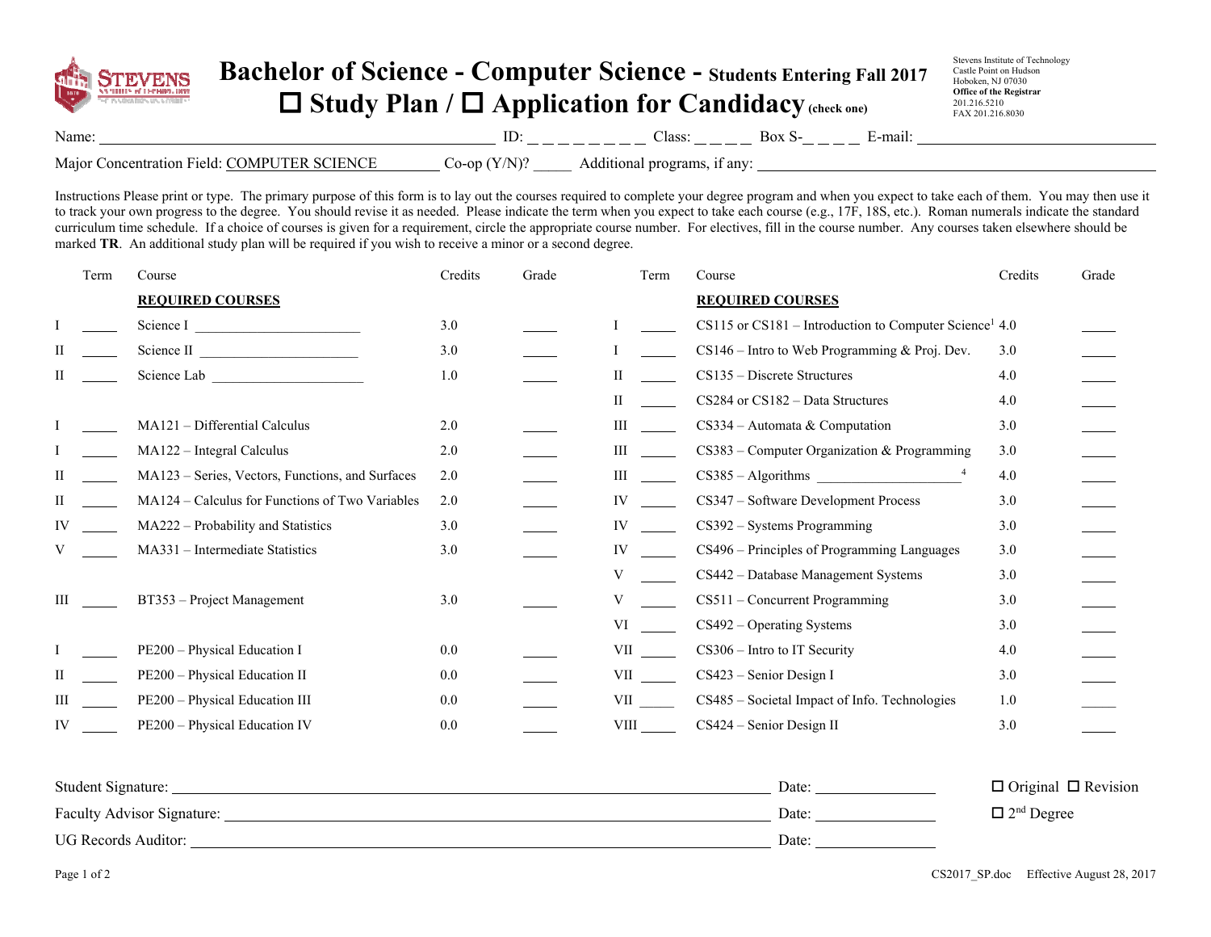# Bachelor of Science - Computer Science - Students Entering Fall 2017

## ☐ Study Plan / ☐ Application for Candidacy (check one)

Stevens Institute of Technology
Castle Point on Hudson
Hoboken, NJ 07030
**Office of the Registrar**
201.216.5210
FAX 201.216.8030

Name: ______________________ ID: _ _ _ _ _ _ _ _ Class: _ _ _ _ Box S-_ _ _ _ E-mail: ______________________

Major Concentration Field: COMPUTER SCIENCE Co-op (Y/N)? _____ Additional programs, if any: ______________________

Instructions Please print or type. The primary purpose of this form is to lay out the courses required to complete your degree program and when you expect to take each of them. You may then use it to track your own progress to the degree. You should revise it as needed. Please indicate the term when you expect to take each course (e.g., 17F, 18S, etc.). Roman numerals indicate the standard curriculum time schedule. If a choice of courses is given for a requirement, circle the appropriate course number. For electives, fill in the course number. Any courses taken elsewhere should be marked **TR**. An additional study plan will be required if you wish to receive a minor or a second degree.

| | Term | Course | Credits | Grade |
|---|---|---|---|---|
| | | **REQUIRED COURSES** | | |
| I | _____ | Science I ______________________ | 3.0 | _____ |
| II | _____ | Science II ______________________ | 3.0 | _____ |
| II | _____ | Science Lab ______________________ | 1.0 | _____ |
| I | _____ | MA121 – Differential Calculus | 2.0 | _____ |
| I | _____ | MA122 – Integral Calculus | 2.0 | _____ |
| II | _____ | MA123 – Series, Vectors, Functions, and Surfaces | 2.0 | _____ |
| II | _____ | MA124 – Calculus for Functions of Two Variables | 2.0 | _____ |
| IV | _____ | MA222 – Probability and Statistics | 3.0 | _____ |
| V | _____ | MA331 – Intermediate Statistics | 3.0 | _____ |
| III | _____ | BT353 – Project Management | 3.0 | _____ |
| I | _____ | PE200 – Physical Education I | 0.0 | _____ |
| II | _____ | PE200 – Physical Education II | 0.0 | _____ |
| III | _____ | PE200 – Physical Education III | 0.0 | _____ |
| IV | _____ | PE200 – Physical Education IV | 0.0 | _____ |

| | Term | Course | Credits | Grade |
|---|---|---|---|---|
| | | **REQUIRED COURSES** | | |
| I | _____ | CS115 or CS181 – Introduction to Computer Science[1] | 4.0 | _____ |
| I | _____ | CS146 – Intro to Web Programming & Proj. Dev. | 3.0 | _____ |
| II | _____ | CS135 – Discrete Structures | 4.0 | _____ |
| II | _____ | CS284 or CS182 – Data Structures | 4.0 | _____ |
| III | _____ | CS334 – Automata & Computation | 3.0 | _____ |
| III | _____ | CS383 – Computer Organization & Programming | 3.0 | _____ |
| III | _____ | CS385 – Algorithms ____________________[4] | 4.0 | _____ |
| IV | _____ | CS347 – Software Development Process | 3.0 | _____ |
| IV | _____ | CS392 – Systems Programming | 3.0 | _____ |
| IV | _____ | CS496 – Principles of Programming Languages | 3.0 | _____ |
| V | _____ | CS442 – Database Management Systems | 3.0 | _____ |
| V | _____ | CS511 – Concurrent Programming | 3.0 | _____ |
| VI | _____ | CS492 – Operating Systems | 3.0 | _____ |
| VII | _____ | CS306 – Intro to IT Security | 4.0 | _____ |
| VII | _____ | CS423 – Senior Design I | 3.0 | _____ |
| VII | _____ | CS485 – Societal Impact of Info. Technologies | 1.0 | _____ |
| VIII | _____ | CS424 – Senior Design II | 3.0 | _____ |

Student Signature: ______________________ Date: ____________ ☐ Original ☐ Revision

Faculty Advisor Signature: ______________________ Date: ____________ ☐ 2nd Degree

UG Records Auditor: ______________________ Date: ____________

CS2017_SP.doc Effective August 28, 2017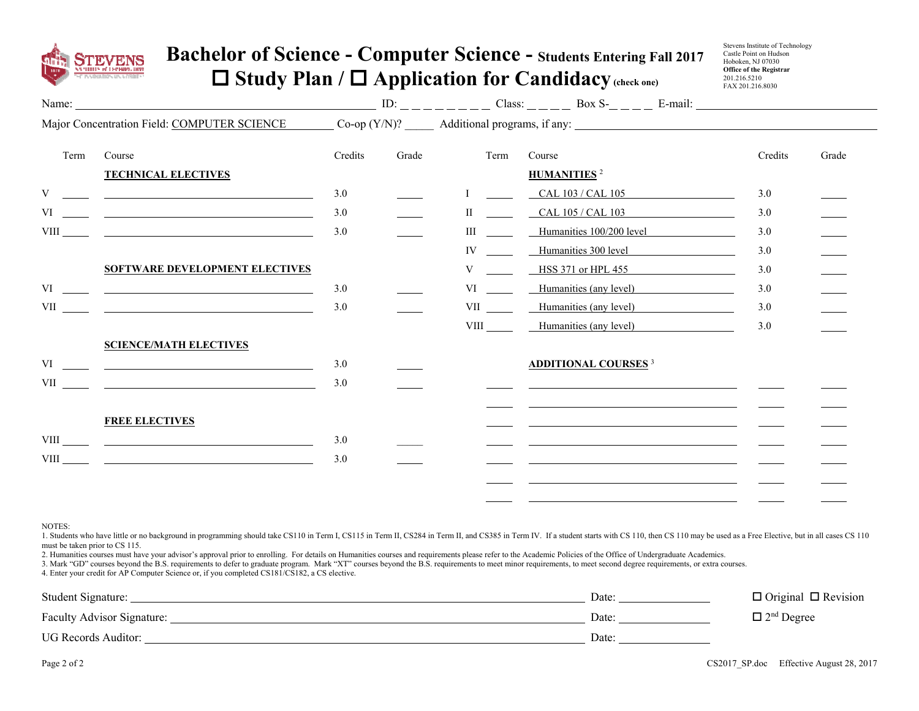# Bachelor of Science - Computer Science - Students Entering Fall 2017

## ☐ Study Plan / ☐ Application for Candidacy (check one)

Stevens Institute of Technology
Castle Point on Hudson
Hoboken, NJ 07030
**Office of the Registrar**
201.216.5210
FAX 201.216.8030

Name: ______________________ ID: _ _ _ _ _ _ _ _ Class: _ _ _ _ Box S-_ _ _ _ E-mail: ______________________

Major Concentration Field: COMPUTER SCIENCE ________ Co-op (Y/N)? _____ Additional programs, if any: ______________________

| Term | Course | Credits | Grade | Term | Course | Credits | Grade |
|---|---|---|---|---|---|---|---|
| | **TECHNICAL ELECTIVES** | | | | **HUMANITIES** [2] | | |
| V ____ | | 3.0 | ____ | I ____ | CAL 103 / CAL 105 | 3.0 | ____ |
| VI ____ | | 3.0 | ____ | II ____ | CAL 105 / CAL 103 | 3.0 | ____ |
| VIII ____ | | 3.0 | ____ | III ____ | Humanities 100/200 level | 3.0 | ____ |
| | | | | IV ____ | Humanities 300 level | 3.0 | ____ |
| | **SOFTWARE DEVELOPMENT ELECTIVES** | | | V ____ | HSS 371 or HPL 455 | 3.0 | ____ |
| VI ____ | | 3.0 | ____ | VI ____ | Humanities (any level) | 3.0 | ____ |
| VII ____ | | 3.0 | ____ | VII ____ | Humanities (any level) | 3.0 | ____ |
| | | | | VIII ____ | Humanities (any level) | 3.0 | ____ |
| | **SCIENCE/MATH ELECTIVES** | | | | | | |
| VI ____ | | 3.0 | ____ | | **ADDITIONAL COURSES** [3] | | |
| VII ____ | | 3.0 | ____ | ____ | | ____ | ____ |
| | | | | ____ | | ____ | ____ |
| | **FREE ELECTIVES** | | | ____ | | ____ | ____ |
| VIII ____ | | 3.0 | ____ | ____ | | ____ | ____ |
| VIII ____ | | 3.0 | ____ | ____ | | ____ | ____ |
| | | | | ____ | | ____ | ____ |
| | | | | ____ | | ____ | ____ |

NOTES:

1. Students who have little or no background in programming should take CS110 in Term I, CS115 in Term II, CS284 in Term II, and CS385 in Term IV. If a student starts with CS 110, then CS 110 may be used as a Free Elective, but in all cases CS 110 must be taken prior to CS 115.
2. Humanities courses must have your advisor's approval prior to enrolling. For details on Humanities courses and requirements please refer to the Academic Policies of the Office of Undergraduate Academics.
3. Mark "GD" courses beyond the B.S. requirements to defer to graduate program. Mark "XT" courses beyond the B.S. requirements to meet minor requirements, to meet second degree requirements, or extra courses.
4. Enter your credit for AP Computer Science or, if you completed CS181/CS182, a CS elective.

Student Signature: ______________________ Date: ____________ ☐ Original ☐ Revision

Faculty Advisor Signature: ______________________ Date: ____________ ☐ 2nd Degree

UG Records Auditor: ______________________ Date: ____________

CS2017_SP.doc Effective August 28, 2017